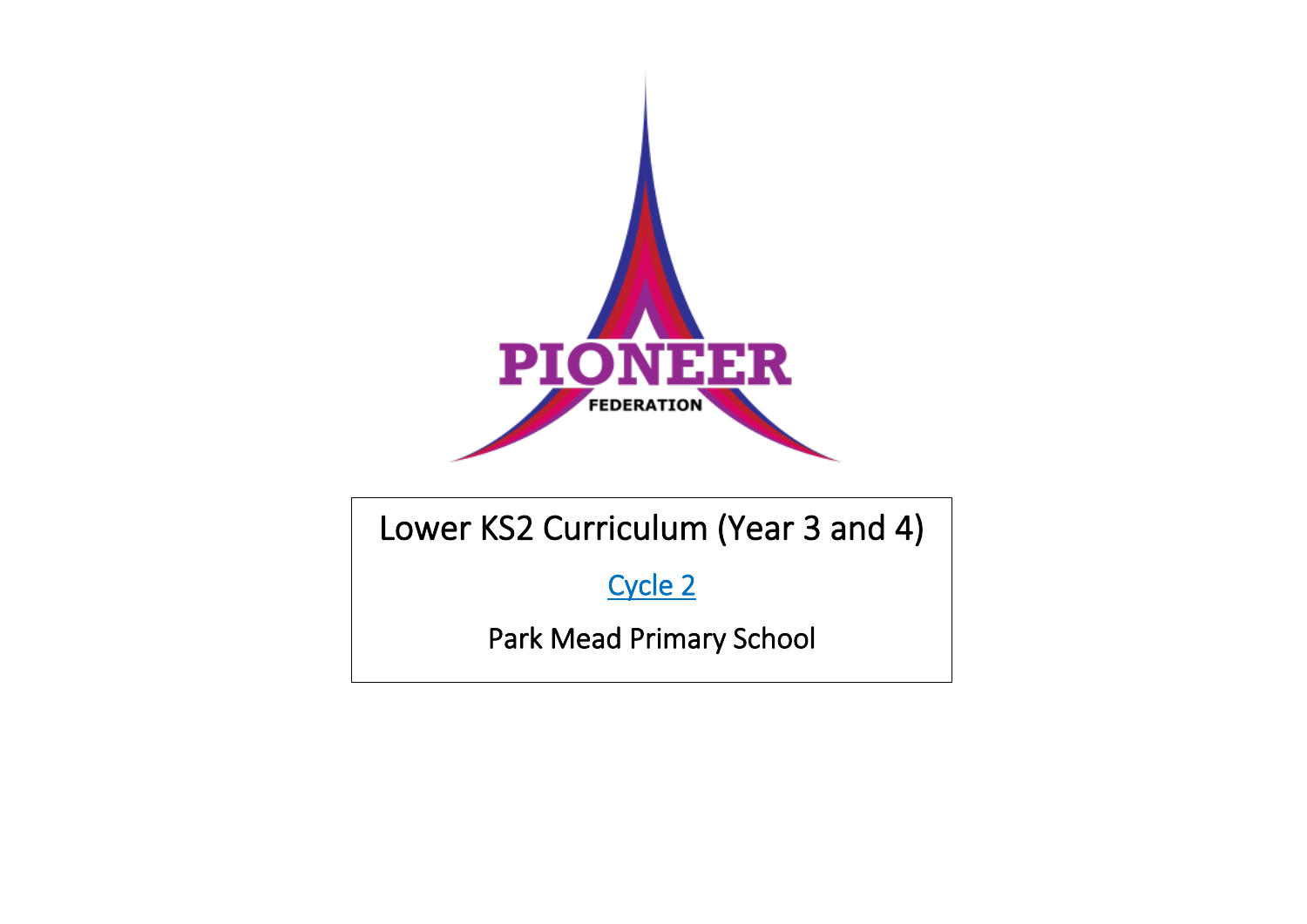PIONEER

FEDERATION

# Lower KS2 Curriculum (Year 3 and 4)

Cycle 2

Park Mead Primary School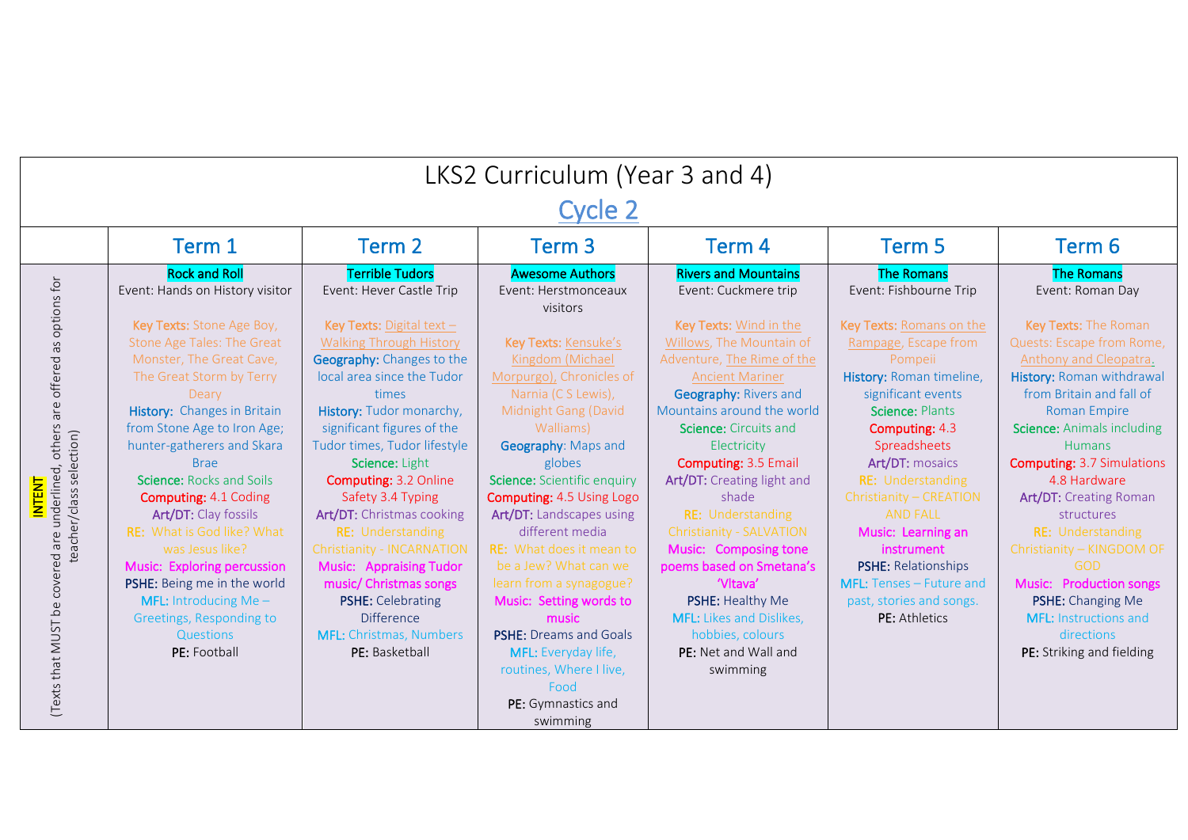# LKS2 Curriculum (Year 3 and 4)

## Cycle 2

| | Term 1 | Term 2 | Term 3 | Term 4 | Term 5 | Term 6 |
|---|---|---|---|---|---|---|
| **INTENT** (Texts that MUST be covered are underlined, others are offered as options for teacher/class selection) | **Rock and Roll**<br>Event: Hands on History visitor<br><br>Key Texts: Stone Age Boy, Stone Age Tales: The Great Monster, The Great Cave, The Great Storm by Terry Deary<br>**History:** Changes in Britain from Stone Age to Iron Age; hunter-gatherers and Skara Brae<br>**Science:** Rocks and Soils<br>**Computing:** 4.1 Coding<br>**Art/DT:** Clay fossils<br>**RE:** What is God like? What was Jesus like?<br>**Music:** Exploring percussion<br>**PSHE:** Being me in the world<br>**MFL:** Introducing Me – Greetings, Responding to Questions<br>**PE:** Football | **Terrible Tudors**<br>Event: Hever Castle Trip<br><br>Key Texts: <u>Digital text – Walking Through History</u><br>**Geography:** Changes to the local area since the Tudor times<br>**History:** Tudor monarchy, significant figures of the Tudor times, Tudor lifestyle<br>**Science:** Light<br>**Computing:** 3.2 Online Safety 3.4 Typing<br>**Art/DT:** Christmas cooking<br>**RE:** Understanding Christianity - INCARNATION<br>**Music:** Appraising Tudor music/ Christmas songs<br>**PSHE:** Celebrating Difference<br>**MFL:** Christmas, Numbers<br>**PE:** Basketball | **Awesome Authors**<br>Event: Herstmonceaux visitors<br><br>Key Texts: <u>Kensuke's Kingdom (Michael Morpurgo),</u> Chronicles of Narnia (C S Lewis), Midnight Gang (David Walliams)<br>**Geography:** Maps and globes<br>**Science:** Scientific enquiry<br>**Computing:** 4.5 Using Logo<br>**Art/DT:** Landscapes using different media<br>**RE:** What does it mean to be a Jew? What can we learn from a synagogue?<br>**Music:** Setting words to music<br>**PSHE:** Dreams and Goals<br>**MFL:** Everyday life, routines, Where I live, Food<br>**PE:** Gymnastics and swimming | **Rivers and Mountains**<br>Event: Cuckmere trip<br><br>Key Texts: <u>Wind in the Willows</u>, The Mountain of Adventure, <u>The Rime of the Ancient Mariner</u><br>**Geography:** Rivers and Mountains around the world<br>**Science:** Circuits and Electricity<br>**Computing:** 3.5 Email<br>**Art/DT:** Creating light and shade<br>**RE:** Understanding Christianity - SALVATION<br>**Music:** Composing tone poems based on Smetana's 'Vltava'<br>**PSHE:** Healthy Me<br>**MFL:** Likes and Dislikes, hobbies, colours<br>**PE:** Net and Wall and swimming | **The Romans**<br>Event: Fishbourne Trip<br><br>Key Texts: <u>Romans on the Rampage</u>, Escape from Pompeii<br>**History:** Roman timeline, significant events<br>**Science:** Plants<br>**Computing:** 4.3 Spreadsheets<br>**Art/DT:** mosaics<br>**RE:** Understanding Christianity – CREATION AND FALL<br>**Music:** Learning an instrument<br>**PSHE:** Relationships<br>**MFL:** Tenses – Future and past, stories and songs.<br>**PE:** Athletics | **The Romans**<br>Event: Roman Day<br><br>Key Texts: The Roman Quests: Escape from Rome, <u>Anthony and Cleopatra</u>.<br>**History:** Roman withdrawal from Britain and fall of Roman Empire<br>**Science:** Animals including Humans<br>**Computing:** 3.7 Simulations 4.8 Hardware<br>**Art/DT:** Creating Roman structures<br>**RE:** Understanding Christianity – KINGDOM OF GOD<br>**Music:** Production songs<br>**PSHE:** Changing Me<br>**MFL:** Instructions and directions<br>**PE:** Striking and fielding |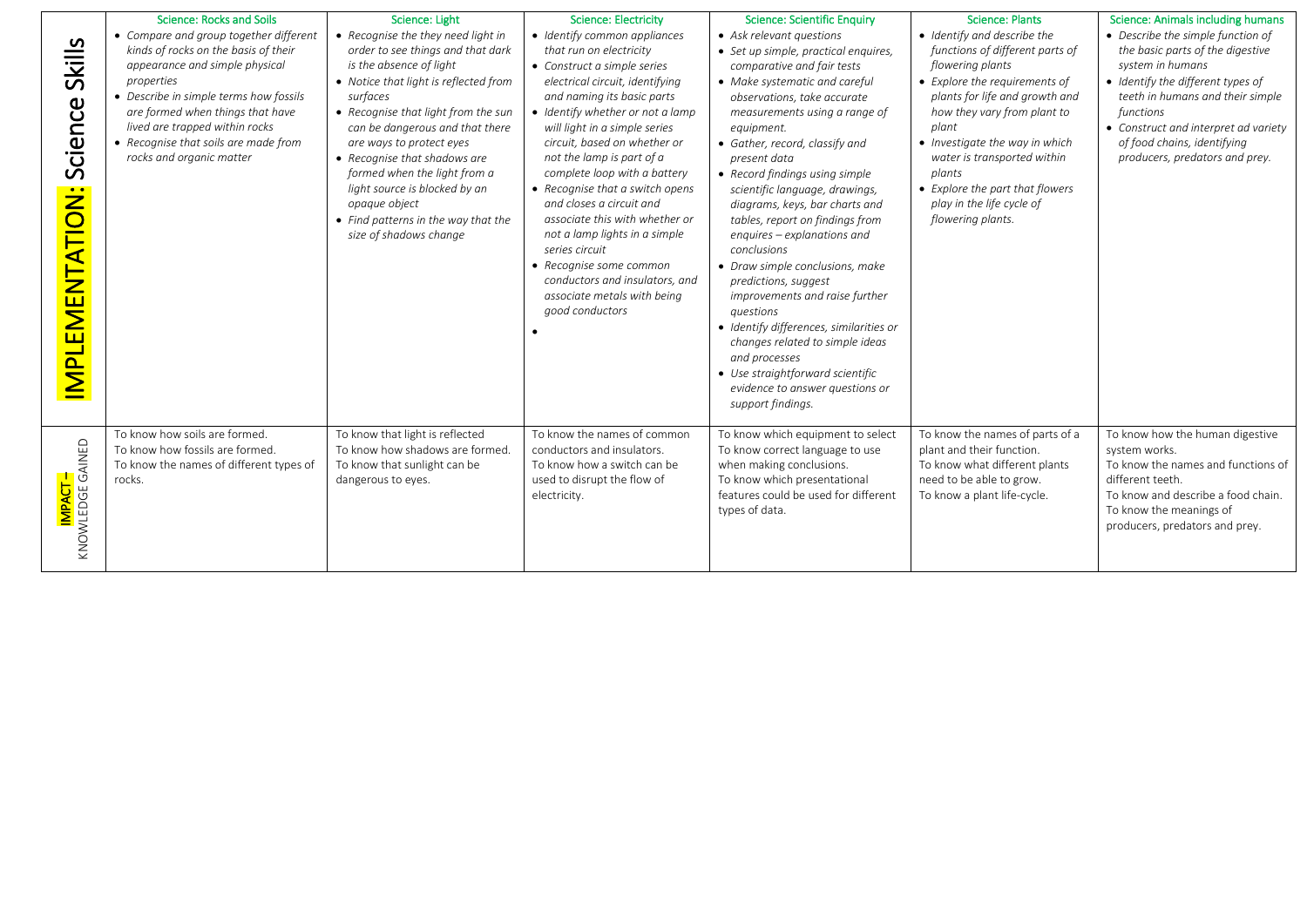| IMPLEMENTATION: Science Skills | Science: Rocks and Soils | Science: Light | Science: Electricity | Science: Scientific Enquiry | Science: Plants | Science: Animals including humans |
|---|---|---|---|---|---|---|
| | • *Compare and group together different kinds of rocks on the basis of their appearance and simple physical properties*<br>• *Describe in simple terms how fossils are formed when things that have lived are trapped within rocks*<br>• *Recognise that soils are made from rocks and organic matter* | • *Recognise the they need light in order to see things and that dark is the absence of light*<br>• *Notice that light is reflected from surfaces*<br>• *Recognise that light from the sun can be dangerous and that there are ways to protect eyes*<br>• *Recognise that shadows are formed when the light from a light source is blocked by an opaque object*<br>• *Find patterns in the way that the size of shadows change* | • *Identify common appliances that run on electricity*<br>• *Construct a simple series electrical circuit, identifying and naming its basic parts*<br>• *Identify whether or not a lamp will light in a simple series circuit, based on whether or not the lamp is part of a complete loop with a battery*<br>• *Recognise that a switch opens and closes a circuit and associate this with whether or not a lamp lights in a simple series circuit*<br>• *Recognise some common conductors and insulators, and associate metals with being good conductors*<br>• | • *Ask relevant questions*<br>• *Set up simple, practical enquires, comparative and fair tests*<br>• *Make systematic and careful observations, take accurate measurements using a range of equipment.*<br>• *Gather, record, classify and present data*<br>• *Record findings using simple scientific language, drawings, diagrams, keys, bar charts and tables, report on findings from enquires – explanations and conclusions*<br>• *Draw simple conclusions, make predictions, suggest improvements and raise further questions*<br>• *Identify differences, similarities or changes related to simple ideas and processes*<br>• *Use straightforward scientific evidence to answer questions or support findings.* | • *Identify and describe the functions of different parts of flowering plants*<br>• *Explore the requirements of plants for life and growth and how they vary from plant to plant*<br>• *Investigate the way in which water is transported within plants*<br>• *Explore the part that flowers play in the life cycle of flowering plants.* | • *Describe the simple function of the basic parts of the digestive system in humans*<br>• *Identify the different types of teeth in humans and their simple functions*<br>• *Construct and interpret ad variety of food chains, identifying producers, predators and prey.* |
| **IMPACT** – KNOWLEDGE GAINED | To know how soils are formed.<br>To know how fossils are formed.<br>To know the names of different types of rocks. | To know that light is reflected<br>To know how shadows are formed.<br>To know that sunlight can be dangerous to eyes. | To know the names of common conductors and insulators.<br>To know how a switch can be used to disrupt the flow of electricity. | To know which equipment to select<br>To know correct language to use when making conclusions.<br>To know which presentational features could be used for different types of data. | To know the names of parts of a plant and their function.<br>To know what different plants need to be able to grow.<br>To know a plant life-cycle. | To know how the human digestive system works.<br>To know the names and functions of different teeth.<br>To know and describe a food chain.<br>To know the meanings of producers, predators and prey. |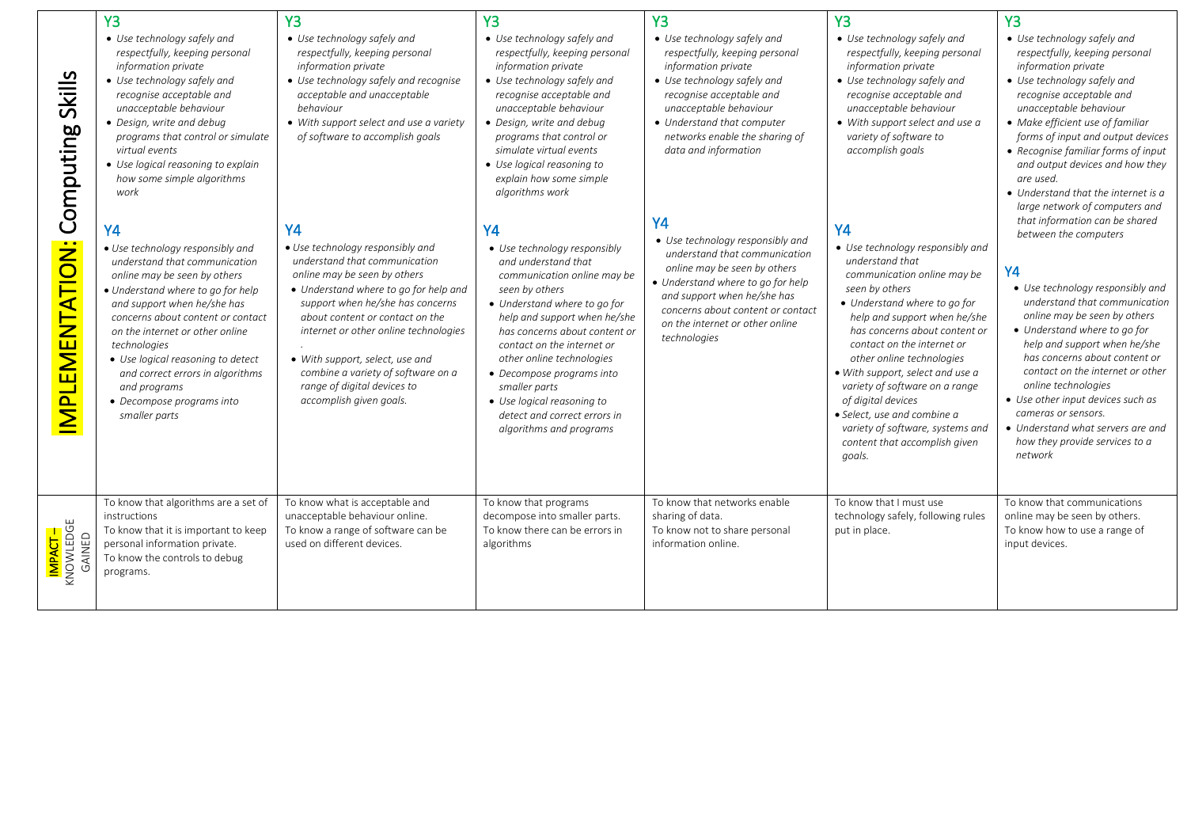| IMPLEMENTATION: Computing Skills | Y3<br>• Use technology safely and respectfully, keeping personal information private<br>• Use technology safely and recognise acceptable and unacceptable behaviour<br>• Design, write and debug programs that control or simulate virtual events<br>• Use logical reasoning to explain how some simple algorithms work<br><br>Y4<br>• Use technology responsibly and understand that communication online may be seen by others<br>• Understand where to go for help and support when he/she has concerns about content or contact on the internet or other online technologies<br>• Use logical reasoning to detect and correct errors in algorithms and programs<br>• Decompose programs into smaller parts | Y3<br>• Use technology safely and respectfully, keeping personal information private<br>• Use technology safely and recognise acceptable and unacceptable behaviour<br>• With support select and use a variety of software to accomplish goals<br><br>Y4<br>• Use technology responsibly and understand that communication online may be seen by others<br>• Understand where to go for help and support when he/she has concerns about content or contact on the internet or other online technologies<br>.<br>• With support, select, use and combine a variety of software on a range of digital devices to accomplish given goals. | Y3<br>• Use technology safely and respectfully, keeping personal information private<br>• Use technology safely and recognise acceptable and unacceptable behaviour<br>• Design, write and debug programs that control or simulate virtual events<br>• Use logical reasoning to explain how some simple algorithms work<br><br>Y4<br>• Use technology responsibly and understand that communication online may be seen by others<br>• Understand where to go for help and support when he/she has concerns about content or contact on the internet or other online technologies<br>• Decompose programs into smaller parts<br>• Use logical reasoning to detect and correct errors in algorithms and programs | Y3<br>• Use technology safely and respectfully, keeping personal information private<br>• Use technology safely and recognise acceptable and unacceptable behaviour<br>• Understand that computer networks enable the sharing of data and information<br><br>Y4<br>• Use technology responsibly and understand that communication online may be seen by others<br>• Understand where to go for help and support when he/she has concerns about content or contact on the internet or other online technologies | Y3<br>• Use technology safely and respectfully, keeping personal information private<br>• Use technology safely and recognise acceptable and unacceptable behaviour<br>• With support select and use a variety of software to accomplish goals<br><br>Y4<br>• Use technology responsibly and understand that communication online may be seen by others<br>• Understand where to go for help and support when he/she has concerns about content or contact on the internet or other online technologies<br>• With support, select and use a variety of software on a range of digital devices<br>• Select, use and combine a variety of software, systems and content that accomplish given goals. | Y3<br>• Use technology safely and respectfully, keeping personal information private<br>• Use technology safely and recognise acceptable and unacceptable behaviour<br>• Make efficient use of familiar forms of input and output devices<br>• Recognise familiar forms of input and output devices and how they are used.<br>• Understand that the internet is a large network of computers and that information can be shared between the computers<br><br>Y4<br>• Use technology responsibly and understand that communication online may be seen by others<br>• Understand where to go for help and support when he/she has concerns about content or contact on the internet or other online technologies<br>• Use other input devices such as cameras or sensors.<br>• Understand what servers are and how they provide services to a network |
|---|---|---|---|---|---|---|
| IMPACT – KNOWLEDGE GAINED | To know that algorithms are a set of instructions<br>To know that it is important to keep personal information private.<br>To know the controls to debug programs. | To know what is acceptable and unacceptable behaviour online.<br>To know a range of software can be used on different devices. | To know that programs decompose into smaller parts.<br>To know there can be errors in algorithms | To know that networks enable sharing of data.<br>To know not to share personal information online. | To know that I must use technology safely, following rules put in place. | To know that communications online may be seen by others.<br>To know how to use a range of input devices. |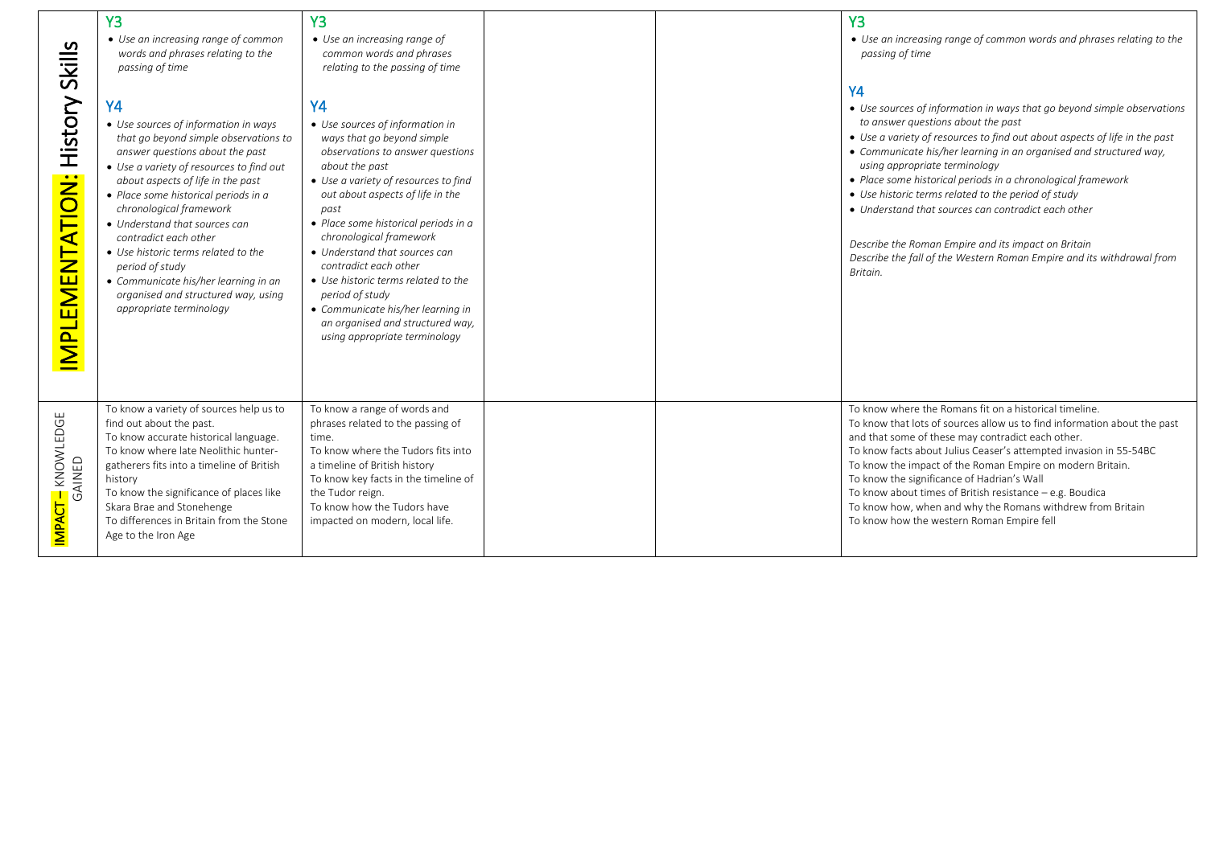| | | | | | |
|---|---|---|---|---|---|
| **IMPLEMENTATION: History Skills** | **Y3**<br>• *Use an increasing range of common words and phrases relating to the passing of time*<br><br>**Y4**<br>• *Use sources of information in ways that go beyond simple observations to answer questions about the past*<br>• *Use a variety of resources to find out about aspects of life in the past*<br>• *Place some historical periods in a chronological framework*<br>• *Understand that sources can contradict each other*<br>• *Use historic terms related to the period of study*<br>• *Communicate his/her learning in an organised and structured way, using appropriate terminology* | **Y3**<br>• *Use an increasing range of common words and phrases relating to the passing of time*<br><br>**Y4**<br>• *Use sources of information in ways that go beyond simple observations to answer questions about the past*<br>• *Use a variety of resources to find out about aspects of life in the past*<br>• *Place some historical periods in a chronological framework*<br>• *Understand that sources can contradict each other*<br>• *Use historic terms related to the period of study*<br>• *Communicate his/her learning in an organised and structured way, using appropriate terminology* | | | **Y3**<br>• *Use an increasing range of common words and phrases relating to the passing of time*<br><br>**Y4**<br>• *Use sources of information in ways that go beyond simple observations to answer questions about the past*<br>• *Use a variety of resources to find out about aspects of life in the past*<br>• *Communicate his/her learning in an organised and structured way, using appropriate terminology*<br>• *Place some historical periods in a chronological framework*<br>• *Use historic terms related to the period of study*<br>• *Understand that sources can contradict each other*<br><br>*Describe the Roman Empire and its impact on Britain*<br>*Describe the fall of the Western Roman Empire and its withdrawal from Britain.* |
| **IMPACT – KNOWLEDGE GAINED** | To know a variety of sources help us to find out about the past.<br>To know accurate historical language.<br>To know where late Neolithic hunter-gatherers fits into a timeline of British history<br>To know the significance of places like Skara Brae and Stonehenge<br>To differences in Britain from the Stone Age to the Iron Age | To know a range of words and phrases related to the passing of time.<br>To know where the Tudors fits into a timeline of British history<br>To know key facts in the timeline of the Tudor reign.<br>To know how the Tudors have impacted on modern, local life. | | | To know where the Romans fit on a historical timeline.<br>To know that lots of sources allow us to find information about the past and that some of these may contradict each other.<br>To know facts about Julius Ceaser's attempted invasion in 55-54BC<br>To know the impact of the Roman Empire on modern Britain.<br>To know the significance of Hadrian's Wall<br>To know about times of British resistance – e.g. Boudica<br>To know how, when and why the Romans withdrew from Britain<br>To know how the western Roman Empire fell |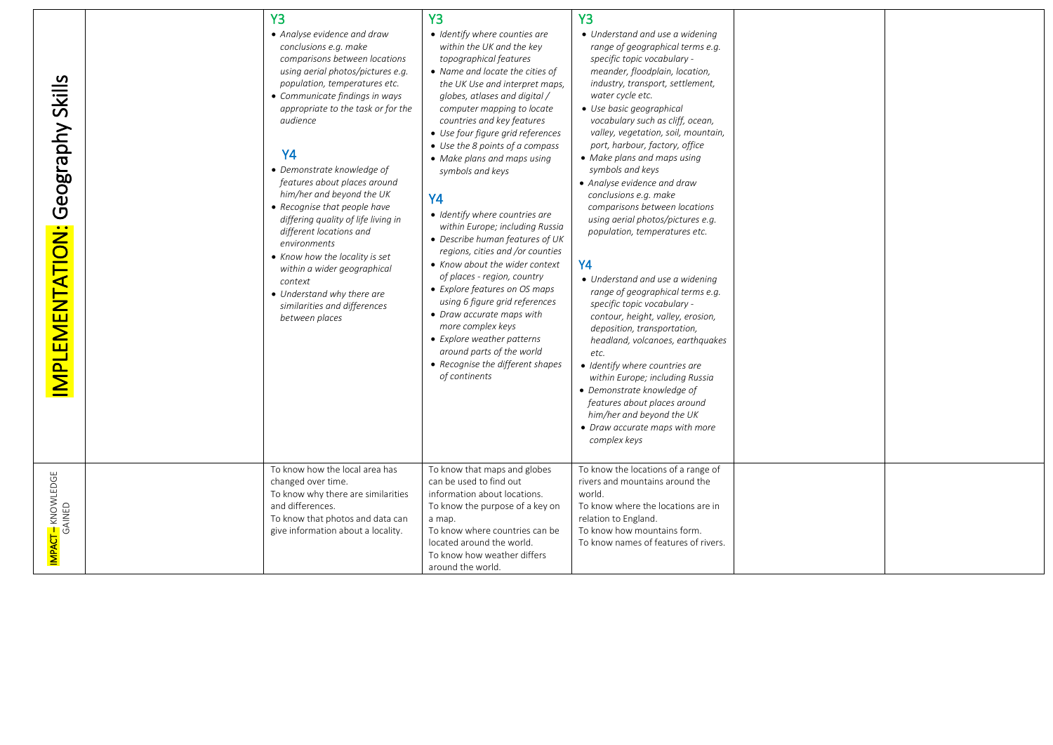| IMPLEMENTATION: Geography Skills | | Y3<br>• Analyse evidence and draw conclusions e.g. make comparisons between locations using aerial photos/pictures e.g. population, temperatures etc.<br>• Communicate findings in ways appropriate to the task or for the audience<br><br>Y4<br>• Demonstrate knowledge of features about places around him/her and beyond the UK<br>• Recognise that people have differing quality of life living in different locations and environments<br>• Know how the locality is set within a wider geographical context<br>• Understand why there are similarities and differences between places | Y3<br>• Identify where counties are within the UK and the key topographical features<br>• Name and locate the cities of the UK Use and interpret maps, globes, atlases and digital / computer mapping to locate countries and key features<br>• Use four figure grid references<br>• Use the 8 points of a compass<br>• Make plans and maps using symbols and keys<br><br>Y4<br>• Identify where countries are within Europe; including Russia<br>• Describe human features of UK regions, cities and /or counties<br>• Know about the wider context of places - region, country<br>• Explore features on OS maps using 6 figure grid references<br>• Draw accurate maps with more complex keys<br>• Explore weather patterns around parts of the world<br>• Recognise the different shapes of continents | Y3<br>• Understand and use a widening range of geographical terms e.g. specific topic vocabulary - meander, floodplain, location, industry, transport, settlement, water cycle etc.<br>• Use basic geographical vocabulary such as cliff, ocean, valley, vegetation, soil, mountain, port, harbour, factory, office<br>• Make plans and maps using symbols and keys<br>• Analyse evidence and draw conclusions e.g. make comparisons between locations using aerial photos/pictures e.g. population, temperatures etc.<br><br>Y4<br>• Understand and use a widening range of geographical terms e.g. specific topic vocabulary - contour, height, valley, erosion, deposition, transportation, headland, volcanoes, earthquakes etc.<br>• Identify where countries are within Europe; including Russia<br>• Demonstrate knowledge of features about places around him/her and beyond the UK<br>• Draw accurate maps with more complex keys | | |
|---|---|---|---|---|---|---|
| IMPACT – KNOWLEDGE GAINED | | To know how the local area has changed over time.<br>To know why there are similarities and differences.<br>To know that photos and data can give information about a locality. | To know that maps and globes can be used to find out information about locations.<br>To know the purpose of a key on a map.<br>To know where countries can be located around the world.<br>To know how weather differs around the world. | To know the locations of a range of rivers and mountains around the world.<br>To know where the locations are in relation to England.<br>To know how mountains form.<br>To know names of features of rivers. | | |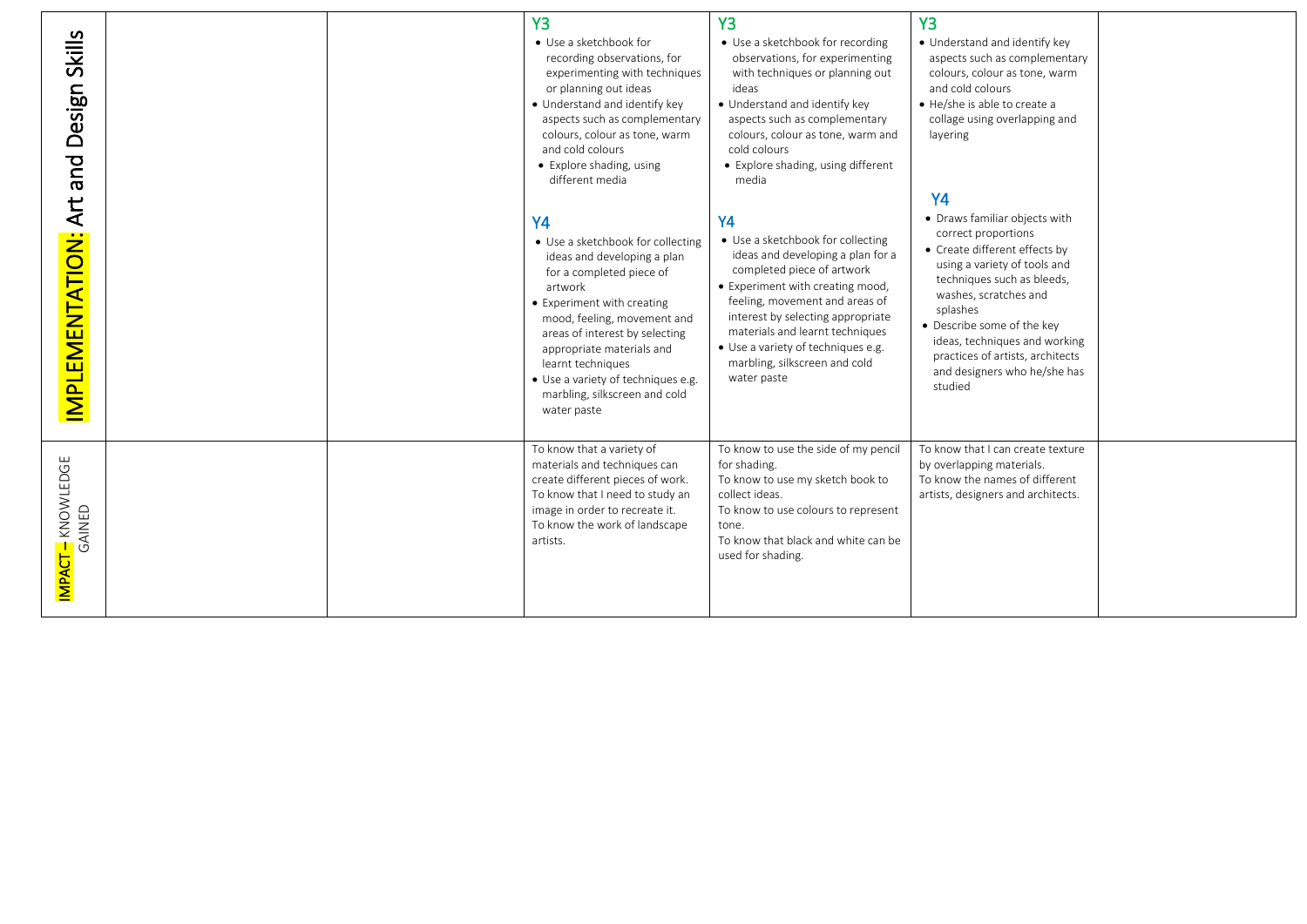| IMPLEMENTATION: Art and Design Skills | | | **Y3**<br>• Use a sketchbook for recording observations, for experimenting with techniques or planning out ideas<br>• Understand and identify key aspects such as complementary colours, colour as tone, warm and cold colours<br>• Explore shading, using different media<br><br>**Y4**<br>• Use a sketchbook for collecting ideas and developing a plan for a completed piece of artwork<br>• Experiment with creating mood, feeling, movement and areas of interest by selecting appropriate materials and learnt techniques<br>• Use a variety of techniques e.g. marbling, silkscreen and cold water paste | **Y3**<br>• Use a sketchbook for recording observations, for experimenting with techniques or planning out ideas<br>• Understand and identify key aspects such as complementary colours, colour as tone, warm and cold colours<br>• Explore shading, using different media<br><br>**Y4**<br>• Use a sketchbook for collecting ideas and developing a plan for a completed piece of artwork<br>• Experiment with creating mood, feeling, movement and areas of interest by selecting appropriate materials and learnt techniques<br>• Use a variety of techniques e.g. marbling, silkscreen and cold water paste | **Y3**<br>• Understand and identify key aspects such as complementary colours, colour as tone, warm and cold colours<br>• He/she is able to create a collage using overlapping and layering<br><br>**Y4**<br>• Draws familiar objects with correct proportions<br>• Create different effects by using a variety of tools and techniques such as bleeds, washes, scratches and splashes<br>• Describe some of the key ideas, techniques and working practices of artists, architects and designers who he/she has studied | |
|---|---|---|---|---|---|---|
| IMPACT – KNOWLEDGE GAINED | | | To know that a variety of materials and techniques can create different pieces of work.<br>To know that I need to study an image in order to recreate it.<br>To know the work of landscape artists. | To know to use the side of my pencil for shading.<br>To know to use my sketch book to collect ideas.<br>To know to use colours to represent tone.<br>To know that black and white can be used for shading. | To know that I can create texture by overlapping materials.<br>To know the names of different artists, designers and architects. | |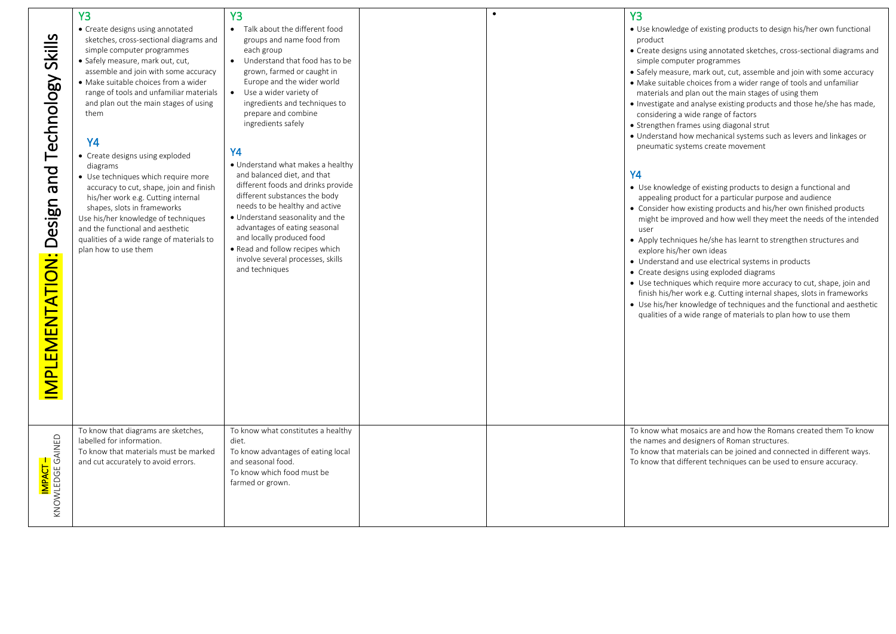| | | | | | |
|---|---|---|---|---|---|
| **IMPLEMENTATION: Design and Technology Skills** | **Y3**<br>• Create designs using annotated sketches, cross-sectional diagrams and simple computer programmes<br>• Safely measure, mark out, cut, assemble and join with some accuracy<br>• Make suitable choices from a wider range of tools and unfamiliar materials and plan out the main stages of using them<br><br>**Y4**<br>• Create designs using exploded diagrams<br>• Use techniques which require more accuracy to cut, shape, join and finish his/her work e.g. Cutting internal shapes, slots in frameworks<br>Use his/her knowledge of techniques and the functional and aesthetic qualities of a wide range of materials to plan how to use them | **Y3**<br>• Talk about the different food groups and name food from each group<br>• Understand that food has to be grown, farmed or caught in Europe and the wider world<br>• Use a wider variety of ingredients and techniques to prepare and combine ingredients safely<br><br>**Y4**<br>• Understand what makes a healthy and balanced diet, and that different foods and drinks provide different substances the body needs to be healthy and active<br>• Understand seasonality and the advantages of eating seasonal and locally produced food<br>• Read and follow recipes which involve several processes, skills and techniques | | • | **Y3**<br>• Use knowledge of existing products to design his/her own functional product<br>• Create designs using annotated sketches, cross-sectional diagrams and simple computer programmes<br>• Safely measure, mark out, cut, assemble and join with some accuracy<br>• Make suitable choices from a wider range of tools and unfamiliar materials and plan out the main stages of using them<br>• Investigate and analyse existing products and those he/she has made, considering a wide range of factors<br>• Strengthen frames using diagonal strut<br>• Understand how mechanical systems such as levers and linkages or pneumatic systems create movement<br><br>**Y4**<br>• Use knowledge of existing products to design a functional and appealing product for a particular purpose and audience<br>• Consider how existing products and his/her own finished products might be improved and how well they meet the needs of the intended user<br>• Apply techniques he/she has learnt to strengthen structures and explore his/her own ideas<br>• Understand and use electrical systems in products<br>• Create designs using exploded diagrams<br>• Use techniques which require more accuracy to cut, shape, join and finish his/her work e.g. Cutting internal shapes, slots in frameworks<br>• Use his/her knowledge of techniques and the functional and aesthetic qualities of a wide range of materials to plan how to use them |
| **IMPACT – KNOWLEDGE GAINED** | To know that diagrams are sketches, labelled for information.<br>To know that materials must be marked and cut accurately to avoid errors. | To know what constitutes a healthy diet.<br>To know advantages of eating local and seasonal food.<br>To know which food must be farmed or grown. | | | To know what mosaics are and how the Romans created them To know the names and designers of Roman structures.<br>To know that materials can be joined and connected in different ways.<br>To know that different techniques can be used to ensure accuracy. |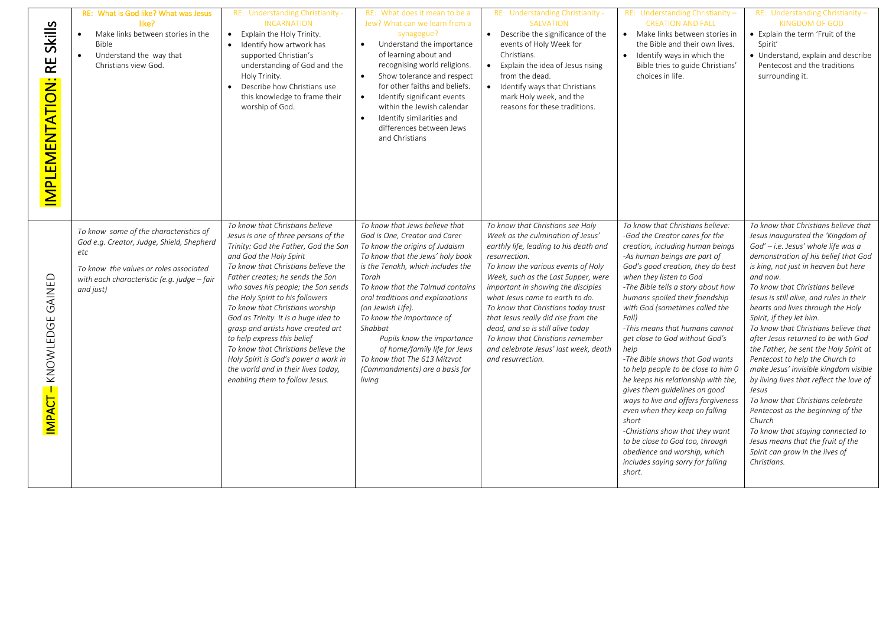| | RE: What is God like? What was Jesus like? | RE: Understanding Christianity - INCARNATION | RE: What does it mean to be a Jew? What can we learn from a synagogue? | RE: Understanding Christianity - SALVATION | RE: Understanding Christianity – CREATION AND FALL | RE: Understanding Christianity – KINGDOM OF GOD |
|---|---|---|---|---|---|---|
| **IMPLEMENTATION: RE Skills** | • Make links between stories in the Bible<br>• Understand the way that Christians view God. | • Explain the Holy Trinity.<br>• Identify how artwork has supported Christian's understanding of God and the Holy Trinity.<br>• Describe how Christians use this knowledge to frame their worship of God. | • Understand the importance of learning about and recognising world religions.<br>• Show tolerance and respect for other faiths and beliefs.<br>• Identify significant events within the Jewish calendar<br>• Identify similarities and differences between Jews and Christians | • Describe the significance of the events of Holy Week for Christians.<br>• Explain the idea of Jesus rising from the dead.<br>• Identify ways that Christians mark Holy week, and the reasons for these traditions. | • Make links between stories in the Bible and their own lives.<br>• Identify ways in which the Bible tries to guide Christians' choices in life. | • Explain the term 'Fruit of the Spirit'<br>• Understand, explain and describe Pentecost and the traditions surrounding it. |
| **IMPACT – KNOWLEDGE GAINED** | *To know some of the characteristics of God e.g. Creator, Judge, Shield, Shepherd etc*<br>*To know the values or roles associated with each characteristic (e.g. judge – fair and just)* | *To know that Christians believe Jesus is one of three persons of the Trinity: God the Father, God the Son and God the Holy Spirit*<br>*To know that Christians believe the Father creates; he sends the Son who saves his people; the Son sends the Holy Spirit to his followers*<br>*To know that Christians worship God as Trinity. It is a huge idea to grasp and artists have created art to help express this belief*<br>*To know that Christians believe the Holy Spirit is God's power a work in the world and in their lives today, enabling them to follow Jesus.* | *To know that Jews believe that God is One, Creator and Carer*<br>*To know the origins of Judaism*<br>*To know that the Jews' holy book is the Tenakh, which includes the Torah*<br>*To know that the Talmud contains oral traditions and explanations (on Jewish Life).*<br>*To know the importance of Shabbat*<br>*Pupils know the importance of home/family life for Jews*<br>*To know that The 613 Mitzvot (Commandments) are a basis for living* | *To know that Christians see Holy Week as the culmination of Jesus' earthly life, leading to his death and resurrection.*<br>*To know the various events of Holy Week, such as the Last Supper, were important in showing the disciples what Jesus came to earth to do.*<br>*To know that Christians today trust that Jesus really did rise from the dead, and so is still alive today*<br>*To know that Christians remember and celebrate Jesus' last week, death and resurrection.* | *To know that Christians believe:*<br>*-God the Creator cares for the creation, including human beings*<br>*-As human beings are part of God's good creation, they do best when they listen to God*<br>*-The Bible tells a story about how humans spoiled their friendship with God (sometimes called the Fall)*<br>*-This means that humans cannot get close to God without God's help*<br>*-The Bible shows that God wants to help people to be close to him 0 he keeps his relationship with the, gives them guidelines on good ways to live and offers forgiveness even when they keep on falling short*<br>*-Christians show that they want to be close to God too, through obedience and worship, which includes saying sorry for falling short.* | *To know that Christians believe that Jesus inaugurated the 'Kingdom of God' – i.e. Jesus' whole life was a demonstration of his belief that God is king, not just in heaven but here and now.*<br>*To know that Christians believe Jesus is still alive, and rules in their hearts and lives through the Holy Spirit, if they let him.*<br>*To know that Christians believe that after Jesus returned to be with God the Father, he sent the Holy Spirit at Pentecost to help the Church to make Jesus' invisible kingdom visible by living lives that reflect the love of Jesus*<br>*To know that Christians celebrate Pentecost as the beginning of the Church*<br>*To know that staying connected to Jesus means that the fruit of the Spirit can grow in the lives of Christians.* |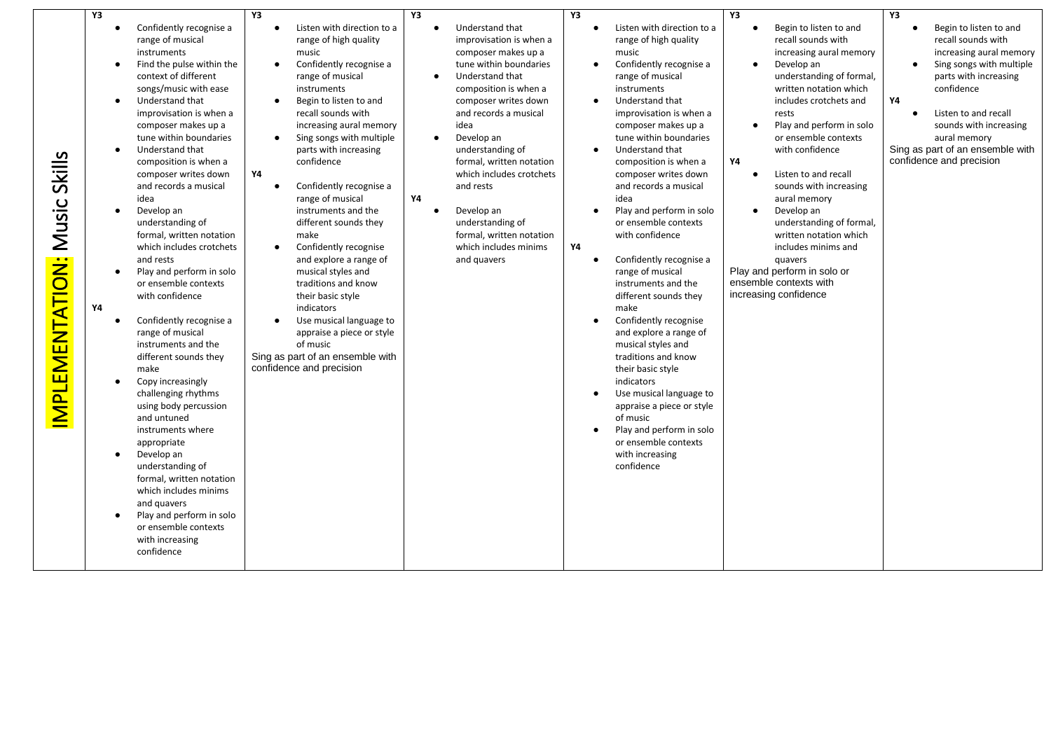| IMPLEMENTATION: Music Skills | | | | | | |
|---|---|---|---|---|---|---|
| | **Y3**<br>• Confidently recognise a range of musical instruments<br>• Find the pulse within the context of different songs/music with ease<br>• Understand that improvisation is when a composer makes up a tune within boundaries<br>• Understand that composition is when a composer writes down and records a musical idea<br>• Develop an understanding of formal, written notation which includes crotchets and rests<br>• Play and perform in solo or ensemble contexts with confidence<br>**Y4**<br>• Confidently recognise a range of musical instruments and the different sounds they make<br>• Copy increasingly challenging rhythms using body percussion and untuned instruments where appropriate<br>• Develop an understanding of formal, written notation which includes minims and quavers<br>• Play and perform in solo or ensemble contexts with increasing confidence | **Y3**<br>• Listen with direction to a range of high quality music<br>• Confidently recognise a range of musical instruments<br>• Begin to listen to and recall sounds with increasing aural memory<br>• Sing songs with multiple parts with increasing confidence<br>**Y4**<br>• Confidently recognise a range of musical instruments and the different sounds they make<br>• Confidently recognise and explore a range of musical styles and traditions and know their basic style indicators<br>• Use musical language to appraise a piece or style of music<br>Sing as part of an ensemble with confidence and precision | **Y3**<br>• Understand that improvisation is when a composer makes up a tune within boundaries<br>• Understand that composition is when a composer writes down and records a musical idea<br>• Develop an understanding of formal, written notation which includes crotchets and rests<br>**Y4**<br>• Develop an understanding of formal, written notation which includes minims and quavers | **Y3**<br>• Listen with direction to a range of high quality music<br>• Confidently recognise a range of musical instruments<br>• Understand that improvisation is when a composer makes up a tune within boundaries<br>• Understand that composition is when a composer writes down and records a musical idea<br>• Play and perform in solo or ensemble contexts with confidence<br>**Y4**<br>• Confidently recognise a range of musical instruments and the different sounds they make<br>• Confidently recognise and explore a range of musical styles and traditions and know their basic style indicators<br>• Use musical language to appraise a piece or style of music<br>• Play and perform in solo or ensemble contexts with increasing confidence | **Y3**<br>• Begin to listen to and recall sounds with increasing aural memory<br>• Develop an understanding of formal, written notation which includes crotchets and rests<br>• Play and perform in solo or ensemble contexts with confidence<br>**Y4**<br>• Listen to and recall sounds with increasing aural memory<br>• Develop an understanding of formal, written notation which includes minims and quavers<br>Play and perform in solo or ensemble contexts with increasing confidence | **Y3**<br>• Begin to listen to and recall sounds with increasing aural memory<br>• Sing songs with multiple parts with increasing confidence<br>**Y4**<br>• Listen to and recall sounds with increasing aural memory<br>Sing as part of an ensemble with confidence and precision |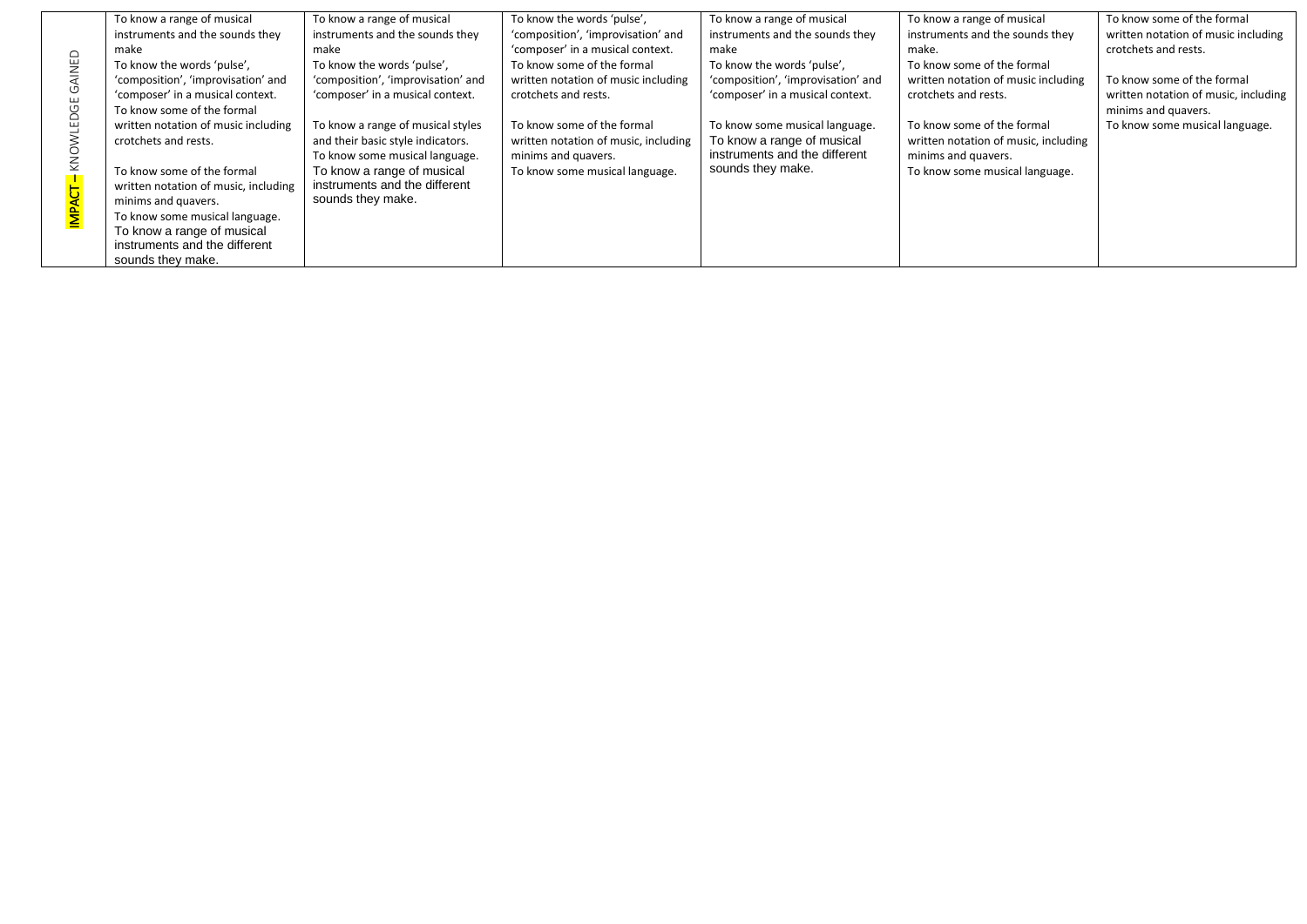| IMPACT – KNOWLEDGE GAINED | To know a range of musical instruments and the sounds they make<br>To know the words 'pulse', 'composition', 'improvisation' and 'composer' in a musical context.<br>To know some of the formal written notation of music including crotchets and rests.<br><br>To know some of the formal written notation of music, including minims and quavers.<br>To know some musical language.<br>To know a range of musical instruments and the different sounds they make. | To know a range of musical instruments and the sounds they make<br>To know the words 'pulse', 'composition', 'improvisation' and 'composer' in a musical context.<br><br>To know a range of musical styles and their basic style indicators.<br>To know some musical language.<br>To know a range of musical instruments and the different sounds they make. | To know the words 'pulse', 'composition', 'improvisation' and 'composer' in a musical context.<br>To know some of the formal written notation of music including crotchets and rests.<br><br>To know some of the formal written notation of music, including minims and quavers.<br>To know some musical language. | To know a range of musical instruments and the sounds they make<br>To know the words 'pulse', 'composition', 'improvisation' and 'composer' in a musical context.<br><br>To know some musical language.<br>To know a range of musical instruments and the different sounds they make. | To know a range of musical instruments and the sounds they make.<br>To know some of the formal written notation of music including crotchets and rests.<br><br>To know some of the formal written notation of music, including minims and quavers.<br>To know some musical language. | To know some of the formal written notation of music including crotchets and rests.<br><br>To know some of the formal written notation of music, including minims and quavers.<br>To know some musical language. |
|---|---|---|---|---|---|---|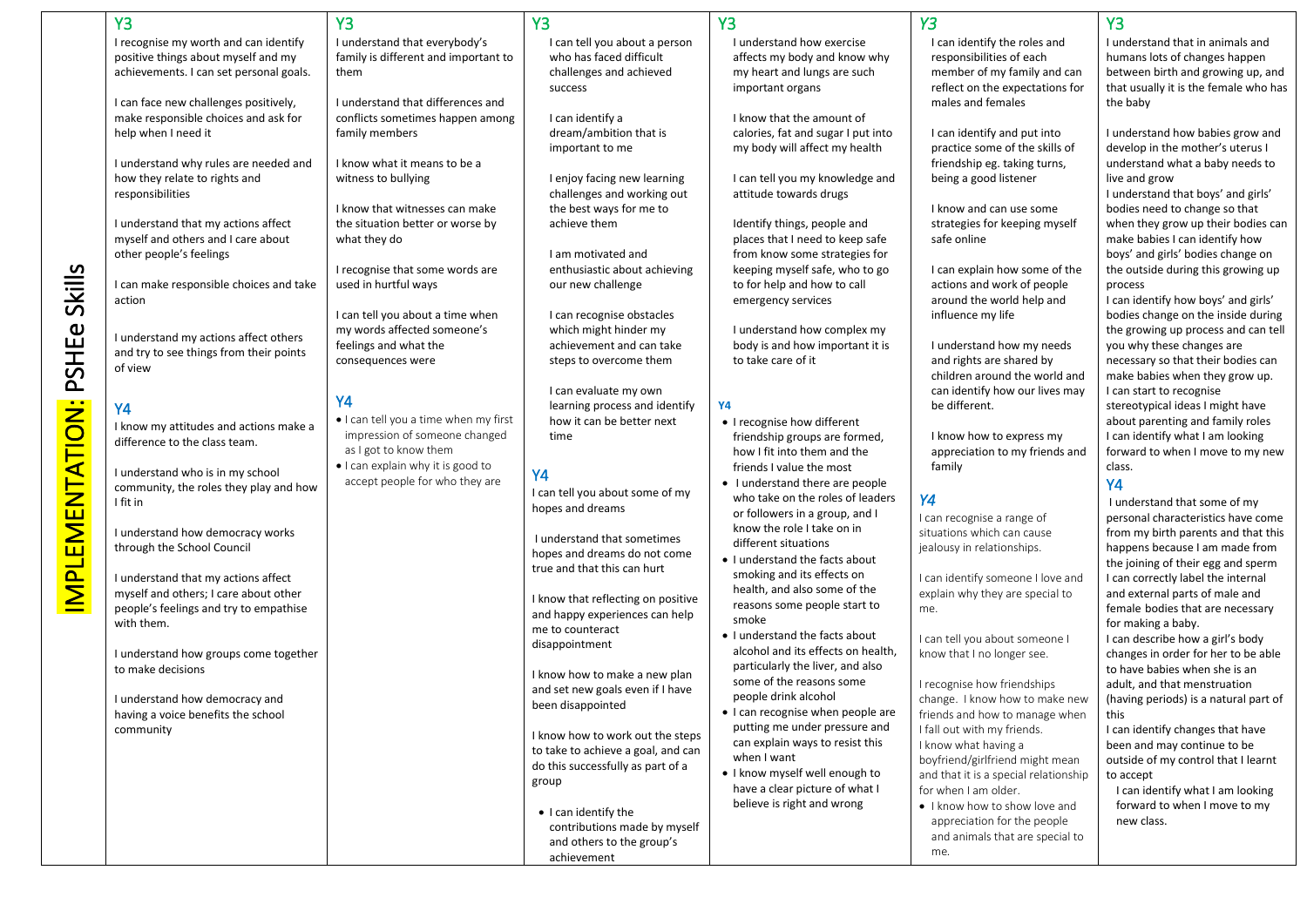# IMPLEMENTATION: PSHEe Skills

## Y3

I recognise my worth and can identify positive things about myself and my achievements. I can set personal goals.

I can face new challenges positively, make responsible choices and ask for help when I need it

I understand why rules are needed and how they relate to rights and responsibilities

I understand that my actions affect myself and others and I care about other people's feelings

I can make responsible choices and take action

I understand my actions affect others and try to see things from their points of view

## Y4

I know my attitudes and actions make a difference to the class team.

I understand who is in my school community, the roles they play and how I fit in

I understand how democracy works through the School Council

I understand that my actions affect myself and others; I care about other people's feelings and try to empathise with them.

I understand how groups come together to make decisions

I understand how democracy and having a voice benefits the school community

## Y3

I understand that everybody's family is different and important to them

I understand that differences and conflicts sometimes happen among family members

I know what it means to be a witness to bullying

I know that witnesses can make the situation better or worse by what they do

I recognise that some words are used in hurtful ways

I can tell you about a time when my words affected someone's feelings and what the consequences were

## Y4

- I can tell you a time when my first impression of someone changed as I got to know them
- I can explain why it is good to accept people for who they are

## Y3

I can tell you about a person who has faced difficult challenges and achieved success

I can identify a dream/ambition that is important to me

I enjoy facing new learning challenges and working out the best ways for me to achieve them

I am motivated and enthusiastic about achieving our new challenge

I can recognise obstacles which might hinder my achievement and can take steps to overcome them

I can evaluate my own learning process and identify how it can be better next time

## Y4

I can tell you about some of my hopes and dreams

I understand that sometimes hopes and dreams do not come true and that this can hurt

I know that reflecting on positive and happy experiences can help me to counteract disappointment

I know how to make a new plan and set new goals even if I have been disappointed

I know how to work out the steps to take to achieve a goal, and can do this successfully as part of a group

- I can identify the contributions made by myself and others to the group's achievement

## Y3

I understand how exercise affects my body and know why my heart and lungs are such important organs

I know that the amount of calories, fat and sugar I put into my body will affect my health

I can tell you my knowledge and attitude towards drugs

Identify things, people and places that I need to keep safe from know some strategies for keeping myself safe, who to go to for help and how to call emergency services

I understand how complex my body is and how important it is to take care of it

## Y4

- I recognise how different friendship groups are formed, how I fit into them and the friends I value the most
- I understand there are people who take on the roles of leaders or followers in a group, and I know the role I take on in different situations
- I understand the facts about smoking and its effects on health, and also some of the reasons some people start to smoke
- I understand the facts about alcohol and its effects on health, particularly the liver, and also some of the reasons some people drink alcohol
- I can recognise when people are putting me under pressure and can explain ways to resist this when I want
- I know myself well enough to have a clear picture of what I believe is right and wrong

## Y3

I can identify the roles and responsibilities of each member of my family and can reflect on the expectations for males and females

I can identify and put into practice some of the skills of friendship eg. taking turns, being a good listener

I know and can use some strategies for keeping myself safe online

I can explain how some of the actions and work of people around the world help and influence my life

I understand how my needs and rights are shared by children around the world and can identify how our lives may be different.

I know how to express my appreciation to my friends and family

## Y4

I can recognise a range of situations which can cause jealousy in relationships.

I can identify someone I love and explain why they are special to me.

I can tell you about someone I know that I no longer see.

I recognise how friendships change. I know how to make new friends and how to manage when I fall out with my friends.

I know what having a boyfriend/girlfriend might mean and that it is a special relationship for when I am older.

- I know how to show love and appreciation for the people and animals that are special to me.

## Y3

I understand that in animals and humans lots of changes happen between birth and growing up, and that usually it is the female who has the baby

I understand how babies grow and develop in the mother's uterus I understand what a baby needs to live and grow

I understand that boys' and girls' bodies need to change so that when they grow up their bodies can make babies I can identify how boys' and girls' bodies change on the outside during this growing up process

I can identify how boys' and girls' bodies change on the inside during the growing up process and can tell you why these changes are necessary so that their bodies can make babies when they grow up.

I can start to recognise stereotypical ideas I might have about parenting and family roles

I can identify what I am looking forward to when I move to my new class.

## Y4

I understand that some of my personal characteristics have come from my birth parents and that this happens because I am made from the joining of their egg and sperm

I can correctly label the internal and external parts of male and female bodies that are necessary for making a baby.

I can describe how a girl's body changes in order for her to be able to have babies when she is an adult, and that menstruation (having periods) is a natural part of this

I can identify changes that have been and may continue to be outside of my control that I learnt to accept

I can identify what I am looking forward to when I move to my new class.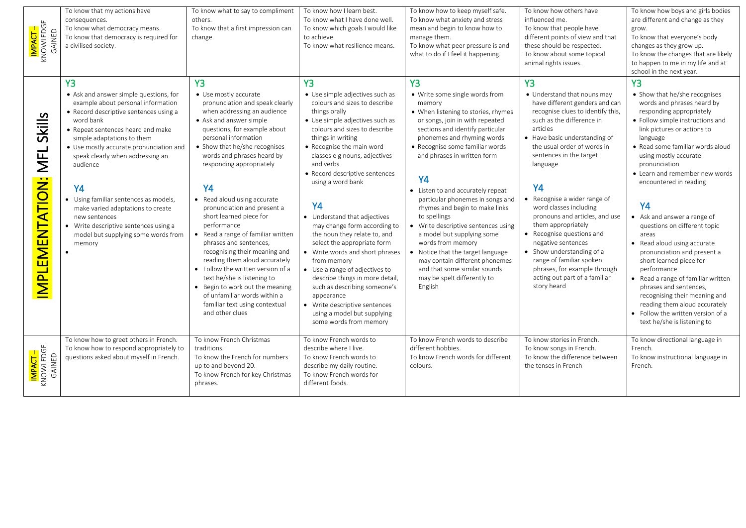| | | | | | | |
|---|---|---|---|---|---|---|
| **IMPACT –** KNOWLEDGE GAINED | To know that my actions have consequences.<br>To know what democracy means.<br>To know that democracy is required for a civilised society. | To know what to say to compliment others.<br>To know that a first impression can change. | To know how I learn best.<br>To know what I have done well.<br>To know which goals I would like to achieve.<br>To know what resilience means. | To know how to keep myself safe.<br>To know what anxiety and stress mean and begin to know how to manage them.<br>To know what peer pressure is and what to do if I feel it happening. | To know how others have influenced me.<br>To know that people have different points of view and that these should be respected.<br>To know about some topical animal rights issues. | To know how boys and girls bodies are different and change as they grow.<br>To know that everyone's body changes as they grow up.<br>To know the changes that are likely to happen to me in my life and at school in the next year. |
| **IMPLEMENTATION: MFL Skills** | **Y3**<br>• Ask and answer simple questions, for example about personal information<br>• Record descriptive sentences using a word bank<br>• Repeat sentences heard and make simple adaptations to them<br>• Use mostly accurate pronunciation and speak clearly when addressing an audience<br><br>**Y4**<br>• Using familiar sentences as models, make varied adaptations to create new sentences<br>• Write descriptive sentences using a model but supplying some words from memory<br>• | **Y3**<br>• Use mostly accurate pronunciation and speak clearly when addressing an audience<br>• Ask and answer simple questions, for example about personal information<br>• Show that he/she recognises words and phrases heard by responding appropriately<br><br>**Y4**<br>• Read aloud using accurate pronunciation and present a short learned piece for performance<br>• Read a range of familiar written phrases and sentences, recognising their meaning and reading them aloud accurately<br>• Follow the written version of a text he/she is listening to<br>• Begin to work out the meaning of unfamiliar words within a familiar text using contextual and other clues | **Y3**<br>• Use simple adjectives such as colours and sizes to describe things orally<br>• Use simple adjectives such as colours and sizes to describe things in writing<br>• Recognise the main word classes e g nouns, adjectives and verbs<br>• Record descriptive sentences using a word bank<br><br>**Y4**<br>• Understand that adjectives may change form according to the noun they relate to, and select the appropriate form<br>• Write words and short phrases from memory<br>• Use a range of adjectives to describe things in more detail, such as describing someone's appearance<br>• Write descriptive sentences using a model but supplying some words from memory | **Y3**<br>• Write some single words from memory<br>• When listening to stories, rhymes or songs, join in with repeated sections and identify particular phonemes and rhyming words<br>• Recognise some familiar words and phrases in written form<br><br>**Y4**<br>• Listen to and accurately repeat particular phonemes in songs and rhymes and begin to make links to spellings<br>• Write descriptive sentences using a model but supplying some words from memory<br>• Notice that the target language may contain different phonemes and that some similar sounds may be spelt differently to English | **Y3**<br>• Understand that nouns may have different genders and can recognise clues to identify this, such as the difference in articles<br>• Have basic understanding of the usual order of words in sentences in the target language<br><br>**Y4**<br>• Recognise a wider range of word classes including pronouns and articles, and use them appropriately<br>• Recognise questions and negative sentences<br>• Show understanding of a range of familiar spoken phrases, for example through acting out part of a familiar story heard | **Y3**<br>• Show that he/she recognises words and phrases heard by responding appropriately<br>• Follow simple instructions and link pictures or actions to language<br>• Read some familiar words aloud using mostly accurate pronunciation<br>• Learn and remember new words encountered in reading<br><br>**Y4**<br>• Ask and answer a range of questions on different topic areas<br>• Read aloud using accurate pronunciation and present a short learned piece for performance<br>• Read a range of familiar written phrases and sentences, recognising their meaning and reading them aloud accurately<br>• Follow the written version of a text he/she is listening to |
| **IMPACT –** KNOWLEDGE GAINED | To know how to greet others in French.<br>To know how to respond appropriately to questions asked about myself in French. | To know French Christmas traditions.<br>To know the French for numbers up to and beyond 20.<br>To know French for key Christmas phrases. | To know French words to describe where I live.<br>To know French words to describe my daily routine.<br>To know French words for different foods. | To know French words to describe different hobbies.<br>To know French words for different colours. | To know stories in French.<br>To know songs in French.<br>To know the difference between the tenses in French | To know directional language in French.<br>To know instructional language in French. |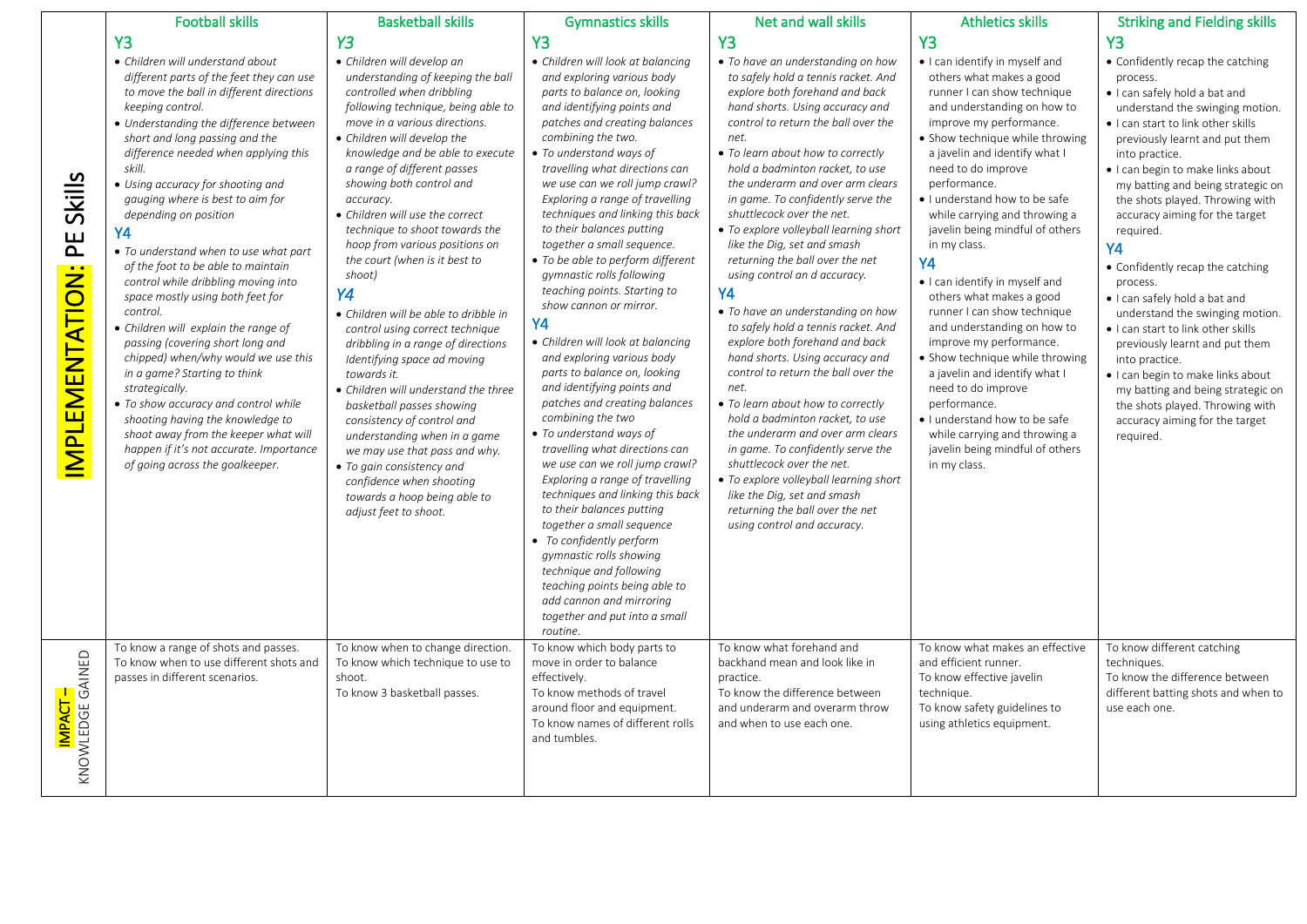| | Football skills | Basketball skills | Gymnastics skills | Net and wall skills | Athletics skills | Striking and Fielding skills |
|---|---|---|---|---|---|---|
| IMPLEMENTATION: PE Skills | **Y3**<br>• *Children will understand about different parts of the feet they can use to move the ball in different directions keeping control.*<br>• *Understanding the difference between short and long passing and the difference needed when applying this skill.*<br>• *Using accuracy for shooting and gauging where is best to aim for depending on position*<br>**Y4**<br>• *To understand when to use what part of the foot to be able to maintain control while dribbling moving into space mostly using both feet for control.*<br>• *Children will explain the range of passing (covering short long and chipped) when/why would we use this in a game? Starting to think strategically.*<br>• *To show accuracy and control while shooting having the knowledge to shoot away from the keeper what will happen if it's not accurate. Importance of going across the goalkeeper.* | ***Y3***<br>• *Children will develop an understanding of keeping the ball controlled when dribbling following technique, being able to move in a various directions.*<br>• *Children will develop the knowledge and be able to execute a range of different passes showing both control and accuracy.*<br>• *Children will use the correct technique to shoot towards the hoop from various positions on the court (when is it best to shoot)*<br>***Y4***<br>• *Children will be able to dribble in control using correct technique dribbling in a range of directions Identifying space ad moving towards it.*<br>• *Children will understand the three basketball passes showing consistency of control and understanding when in a game we may use that pass and why.*<br>• *To gain consistency and confidence when shooting towards a hoop being able to adjust feet to shoot.* | **Y3**<br>• *Children will look at balancing and exploring various body parts to balance on, looking and identifying points and patches and creating balances combining the two.*<br>• *To understand ways of travelling what directions can we use can we roll jump crawl? Exploring a range of travelling techniques and linking this back to their balances putting together a small sequence.*<br>• *To be able to perform different gymnastic rolls following teaching points. Starting to show cannon or mirror.*<br>**Y4**<br>• *Children will look at balancing and exploring various body parts to balance on, looking and identifying points and patches and creating balances combining the two*<br>• *To understand ways of travelling what directions can we use can we roll jump crawl? Exploring a range of travelling techniques and linking this back to their balances putting together a small sequence*<br>• *To confidently perform gymnastic rolls showing technique and following teaching points being able to add cannon and mirroring together and put into a small routine.* | **Y3**<br>• *To have an understanding on how to safely hold a tennis racket. And explore both forehand and back hand shorts. Using accuracy and control to return the ball over the net.*<br>• *To learn about how to correctly hold a badminton racket, to use the underarm and over arm clears in game. To confidently serve the shuttlecock over the net.*<br>• *To explore volleyball learning short like the Dig, set and smash returning the ball over the net using control an d accuracy.*<br>**Y4**<br>• *To have an understanding on how to safely hold a tennis racket. And explore both forehand and back hand shots. Using accuracy and control to return the ball over the net.*<br>• *To learn about how to correctly hold a badminton racket, to use the underarm and over arm clears in game. To confidently serve the shuttlecock over the net.*<br>• *To explore volleyball learning short like the Dig, set and smash returning the ball over the net using control and accuracy.* | **Y3**<br>• I can identify in myself and others what makes a good runner I can show technique and understanding on how to improve my performance.<br>• Show technique while throwing a javelin and identify what I need to do improve performance.<br>• I understand how to be safe while carrying and throwing a javelin being mindful of others in my class.<br>**Y4**<br>• I can identify in myself and others what makes a good runner I can show technique and understanding on how to improve my performance.<br>• Show technique while throwing a javelin and identify what I need to do improve performance.<br>• I understand how to be safe while carrying and throwing a javelin being mindful of others in my class. | **Y3**<br>• Confidently recap the catching process.<br>• I can safely hold a bat and understand the swinging motion.<br>• I can start to link other skills previously learnt and put them into practice.<br>• I can begin to make links about my batting and being strategic on the shots played. Throwing with accuracy aiming for the target required.<br>**Y4**<br>• Confidently recap the catching process.<br>• I can safely hold a bat and understand the swinging motion.<br>• I can start to link other skills previously learnt and put them into practice.<br>• I can begin to make links about my batting and being strategic on the shots played. Throwing with accuracy aiming for the target required. |
| IMPACT – KNOWLEDGE GAINED | To know a range of shots and passes.<br>To know when to use different shots and passes in different scenarios. | To know when to change direction.<br>To know which technique to use to shoot.<br>To know 3 basketball passes. | To know which body parts to move in order to balance effectively.<br>To know methods of travel around floor and equipment.<br>To know names of different rolls and tumbles. | To know what forehand and backhand mean and look like in practice.<br>To know the difference between and underarm and overarm throw and when to use each one. | To know what makes an effective and efficient runner.<br>To know effective javelin technique.<br>To know safety guidelines to using athletics equipment. | To know different catching techniques.<br>To know the difference between different batting shots and when to use each one. |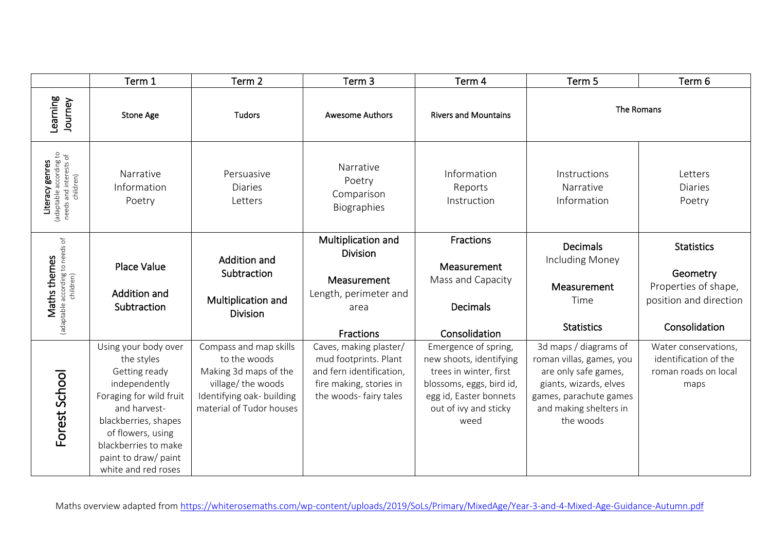| | Term 1 | Term 2 | Term 3 | Term 4 | Term 5 | Term 6 |
|---|---|---|---|---|---|---|
| **Learning Journey** | Stone Age | Tudors | Awesome Authors | Rivers and Mountains | The Romans | |
| **Literacy genres** (adaptable according to needs and interests of children) | Narrative<br>Information<br>Poetry | Persuasive<br>Diaries<br>Letters | Narrative<br>Poetry<br>Comparison<br>Biographies | Information<br>Reports<br>Instruction | Instructions<br>Narrative<br>Information | Letters<br>Diaries<br>Poetry |
| **Maths themes** (adaptable according to needs of children) | **Place Value**<br><br>**Addition and Subtraction** | **Addition and Subtraction**<br><br>**Multiplication and Division** | **Multiplication and Division**<br><br>**Measurement**<br>Length, perimeter and area<br><br>**Fractions** | **Fractions**<br><br>**Measurement**<br>Mass and Capacity<br><br>**Decimals**<br><br>**Consolidation** | **Decimals**<br>Including Money<br><br>**Measurement**<br>Time<br><br>**Statistics** | **Statistics**<br><br>**Geometry**<br>Properties of shape, position and direction<br><br>**Consolidation** |
| **Forest School** | Using your body over the styles<br>Getting ready independently<br>Foraging for wild fruit and harvest- blackberries, shapes of flowers, using blackberries to make paint to draw/ paint white and red roses | Compass and map skills to the woods<br>Making 3d maps of the village/ the woods<br>Identifying oak- building material of Tudor houses | Caves, making plaster/ mud footprints. Plant and fern identification, fire making, stories in the woods- fairy tales | Emergence of spring, new shoots, identifying trees in winter, first blossoms, eggs, bird id, egg id, Easter bonnets out of ivy and sticky weed | 3d maps / diagrams of roman villas, games, you are only safe games, giants, wizards, elves games, parachute games and making shelters in the woods | Water conservations, identification of the roman roads on local maps |

Maths overview adapted from https://whiterosemaths.com/wp-content/uploads/2019/SoLs/Primary/MixedAge/Year-3-and-4-Mixed-Age-Guidance-Autumn.pdf